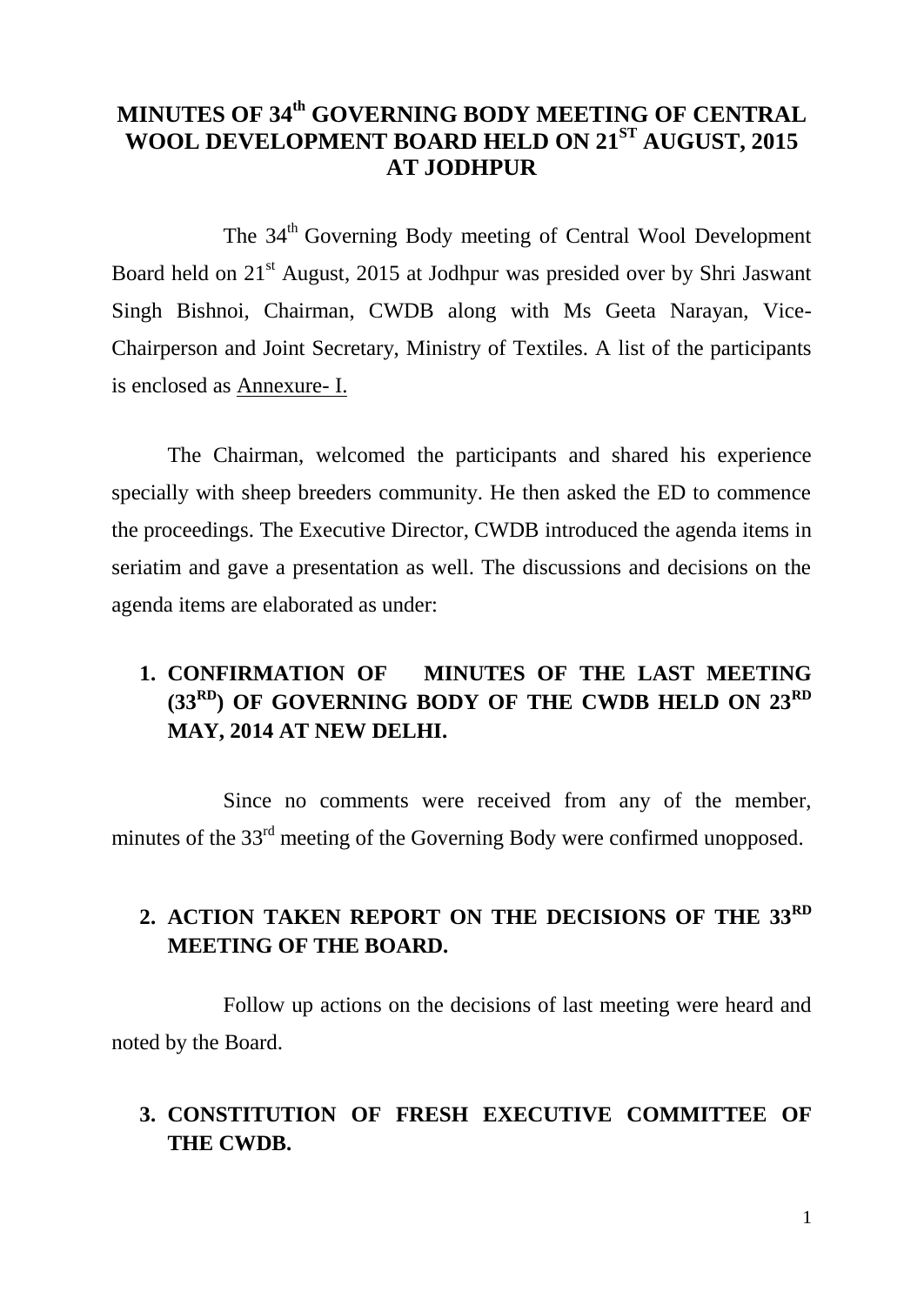# MINUTES OF 34th GOVERNING BODY MEETING OF CENTRAL WOOL DEVELOPMENT BOARD HELD ON 21ST AUGUST, 2015 AT JODHPUR

The 34th Governing Body meeting of Central Wool Development Board held on 21st August, 2015 at Jodhpur was presided over by Shri Jaswant Singh Bishnoi, Chairman, CWDB along with Ms Geeta Narayan, Vice-Chairperson and Joint Secretary, Ministry of Textiles. A list of the participants is enclosed as Annexure- I.

The Chairman, welcomed the participants and shared his experience specially with sheep breeders community. He then asked the ED to commence the proceedings. The Executive Director, CWDB introduced the agenda items in seriatim and gave a presentation as well. The discussions and decisions on the agenda items are elaborated as under:

## 1. CONFIRMATION OF MINUTES OF THE LAST MEETING (33RD) OF GOVERNING BODY OF THE CWDB HELD ON 23RD MAY, 2014 AT NEW DELHI.

Since no comments were received from any of the member, minutes of the 33rd meeting of the Governing Body were confirmed unopposed.

## 2. ACTION TAKEN REPORT ON THE DECISIONS OF THE 33RD MEETING OF THE BOARD.

Follow up actions on the decisions of last meeting were heard and noted by the Board.

## 3. CONSTITUTION OF FRESH EXECUTIVE COMMITTEE OF THE CWDB.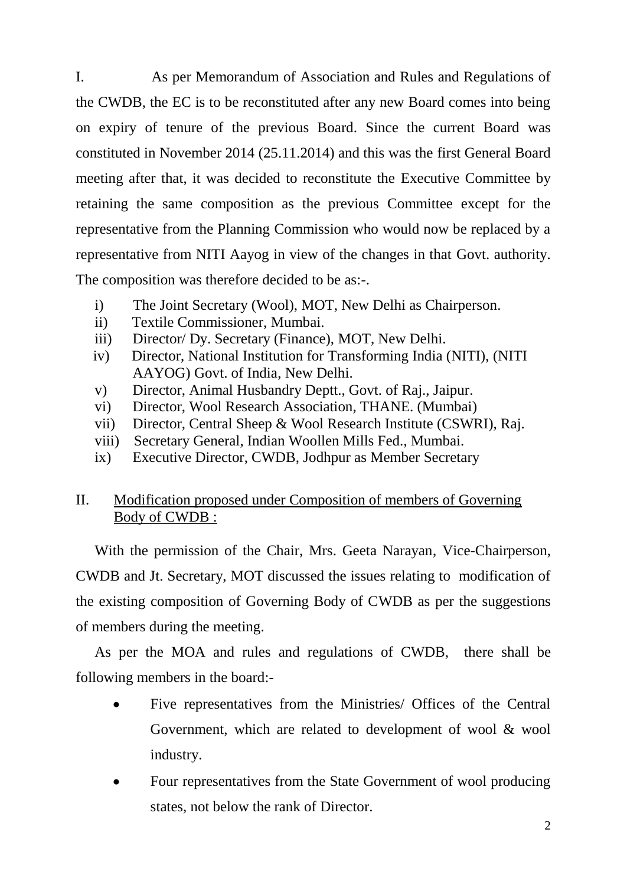I. As per Memorandum of Association and Rules and Regulations of the CWDB, the EC is to be reconstituted after any new Board comes into being on expiry of tenure of the previous Board. Since the current Board was constituted in November 2014 (25.11.2014) and this was the first General Board meeting after that, it was decided to reconstitute the Executive Committee by retaining the same composition as the previous Committee except for the representative from the Planning Commission who would now be replaced by a representative from NITI Aayog in view of the changes in that Govt. authority. The composition was therefore decided to be as:-.

i) The Joint Secretary (Wool), MOT, New Delhi as Chairperson.
ii) Textile Commissioner, Mumbai.
iii) Director/ Dy. Secretary (Finance), MOT, New Delhi.
iv) Director, National Institution for Transforming India (NITI), (NITI AAYOG) Govt. of India, New Delhi.
v) Director, Animal Husbandry Deptt., Govt. of Raj., Jaipur.
vi) Director, Wool Research Association, THANE. (Mumbai)
vii) Director, Central Sheep & Wool Research Institute (CSWRI), Raj.
viii) Secretary General, Indian Woollen Mills Fed., Mumbai.
ix) Executive Director, CWDB, Jodhpur as Member Secretary

II. <u>Modification proposed under Composition of members of Governing Body of CWDB :</u>

With the permission of the Chair, Mrs. Geeta Narayan, Vice-Chairperson, CWDB and Jt. Secretary, MOT discussed the issues relating to modification of the existing composition of Governing Body of CWDB as per the suggestions of members during the meeting.

As per the MOA and rules and regulations of CWDB, there shall be following members in the board:-

- Five representatives from the Ministries/ Offices of the Central Government, which are related to development of wool & wool industry.
- Four representatives from the State Government of wool producing states, not below the rank of Director.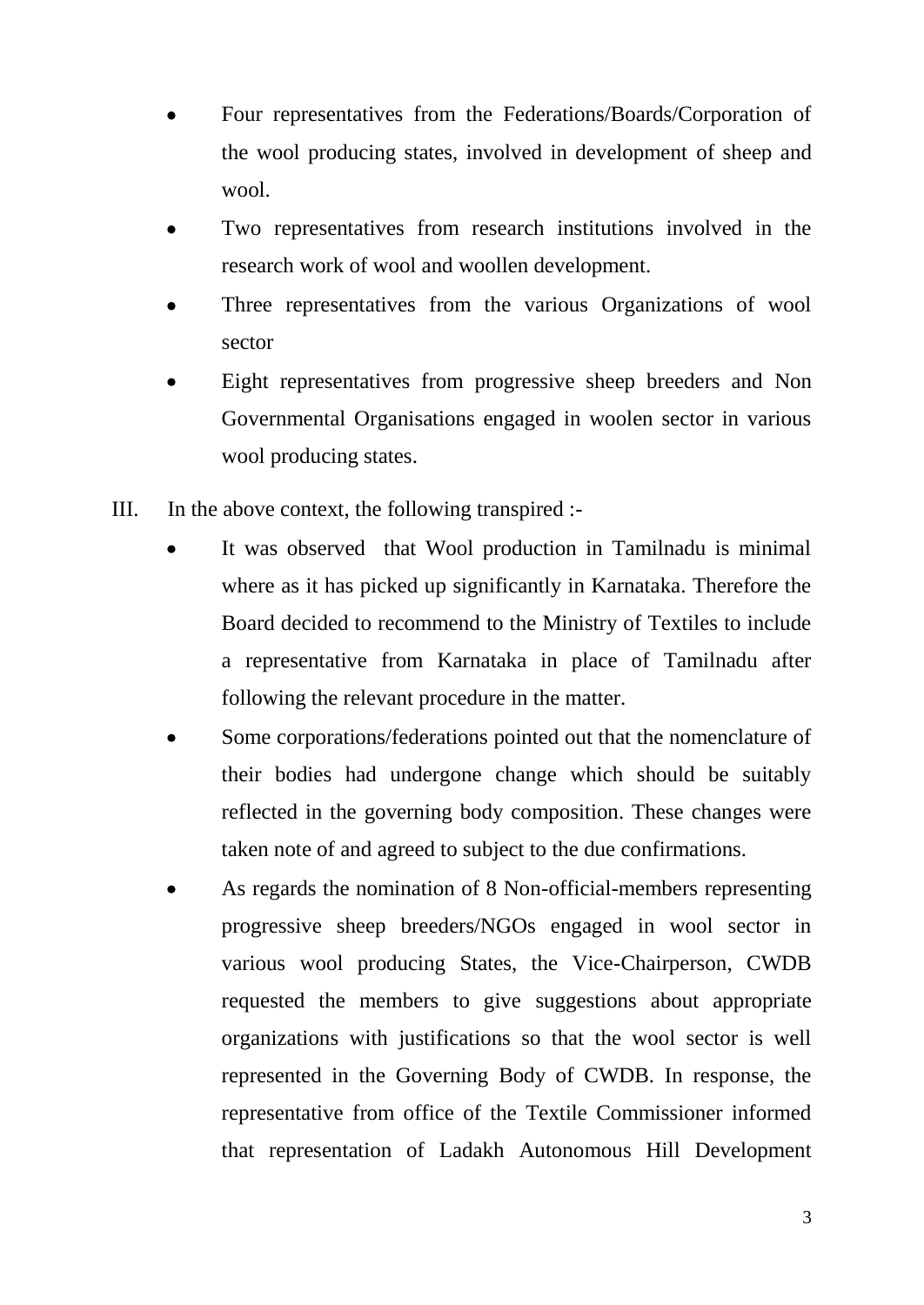- Four representatives from the Federations/Boards/Corporation of the wool producing states, involved in development of sheep and wool.
- Two representatives from research institutions involved in the research work of wool and woollen development.
- Three representatives from the various Organizations of wool sector
- Eight representatives from progressive sheep breeders and Non Governmental Organisations engaged in woolen sector in various wool producing states.

III. In the above context, the following transpired :-

- It was observed that Wool production in Tamilnadu is minimal where as it has picked up significantly in Karnataka. Therefore the Board decided to recommend to the Ministry of Textiles to include a representative from Karnataka in place of Tamilnadu after following the relevant procedure in the matter.
- Some corporations/federations pointed out that the nomenclature of their bodies had undergone change which should be suitably reflected in the governing body composition. These changes were taken note of and agreed to subject to the due confirmations.
- As regards the nomination of 8 Non-official-members representing progressive sheep breeders/NGOs engaged in wool sector in various wool producing States, the Vice-Chairperson, CWDB requested the members to give suggestions about appropriate organizations with justifications so that the wool sector is well represented in the Governing Body of CWDB. In response, the representative from office of the Textile Commissioner informed that representation of Ladakh Autonomous Hill Development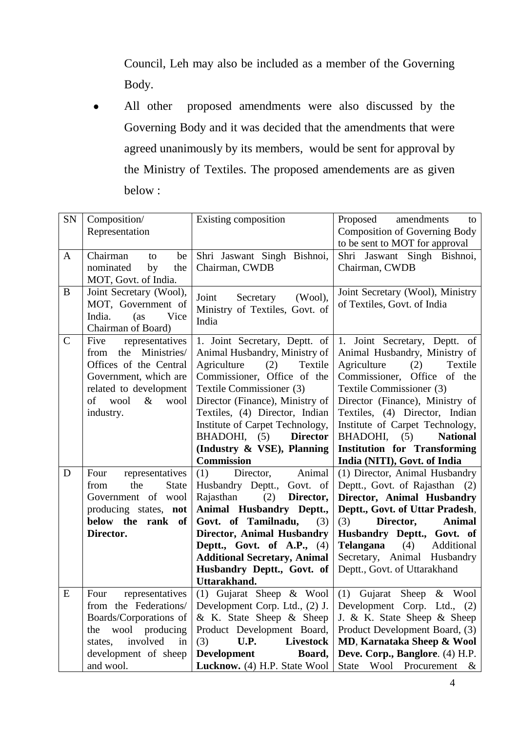Council, Leh may also be included as a member of the Governing Body.

- All other proposed amendments were also discussed by the Governing Body and it was decided that the amendments that were agreed unanimously by its members, would be sent for approval by the Ministry of Textiles. The proposed amendements are as given below :

| SN | Composition/ Representation | Existing composition | Proposed amendments to Composition of Governing Body to be sent to MOT for approval |
|---|---|---|---|
| A | Chairman to be nominated by the MOT, Govt. of India. | Shri Jaswant Singh Bishnoi, Chairman, CWDB | Shri Jaswant Singh Bishnoi, Chairman, CWDB |
| B | Joint Secretary (Wool), MOT, Government of India. (as Vice Chairman of Board) | Joint Secretary (Wool), Ministry of Textiles, Govt. of India | Joint Secretary (Wool), Ministry of Textiles, Govt. of India |
| C | Five representatives from the Ministries/ Offices of the Central Government, which are related to development of wool & wool industry. | 1. Joint Secretary, Deptt. of Animal Husbandry, Ministry of Agriculture (2) Textile Commissioner, Office of the Textile Commissioner (3) Director (Finance), Ministry of Textiles, (4) Director, Indian Institute of Carpet Technology, BHADOHI, (5) **Director (Industry & VSE), Planning Commission** | 1. Joint Secretary, Deptt. of Animal Husbandry, Ministry of Agriculture (2) Textile Commissioner, Office of the Textile Commissioner (3) Director (Finance), Ministry of Textiles, (4) Director, Indian Institute of Carpet Technology, BHADOHI, (5) **National Institution for Transforming India (NITI), Govt. of India** |
| D | Four representatives from the State Government of wool producing states, **not below the rank of Director.** | (1) Director, Animal Husbandry Deptt., Govt. of Rajasthan (2) **Director, Animal Husbandry Deptt., Govt. of Tamilnadu,** (3) **Director, Animal Husbandry Deptt., Govt. of A.P.,** (4) **Additional Secretary, Animal Husbandry Deptt., Govt. of Uttarakhand.** | (1) Director, Animal Husbandry Deptt., Govt. of Rajasthan (2) **Director, Animal Husbandry Deptt., Govt. of Uttar Pradesh**, (3) **Director, Animal Husbandry Deptt., Govt. of Telangana** (4) Additional Secretary, Animal Husbandry Deptt., Govt. of Uttarakhand |
| E | Four representatives from the Federations/ Boards/Corporations of the wool producing states, involved in development of sheep and wool. | (1) Gujarat Sheep & Wool Development Corp. Ltd., (2) J. & K. State Sheep & Sheep Product Development Board, (3) **U.P. Livestock Development Board, Lucknow.** (4) H.P. State Wool | (1) Gujarat Sheep & Wool Development Corp. Ltd., (2) J. & K. State Sheep & Sheep Product Development Board, (3) **MD**, **Karnataka Sheep & Wool Deve. Corp., Banglore**. (4) H.P. State Wool Procurement & |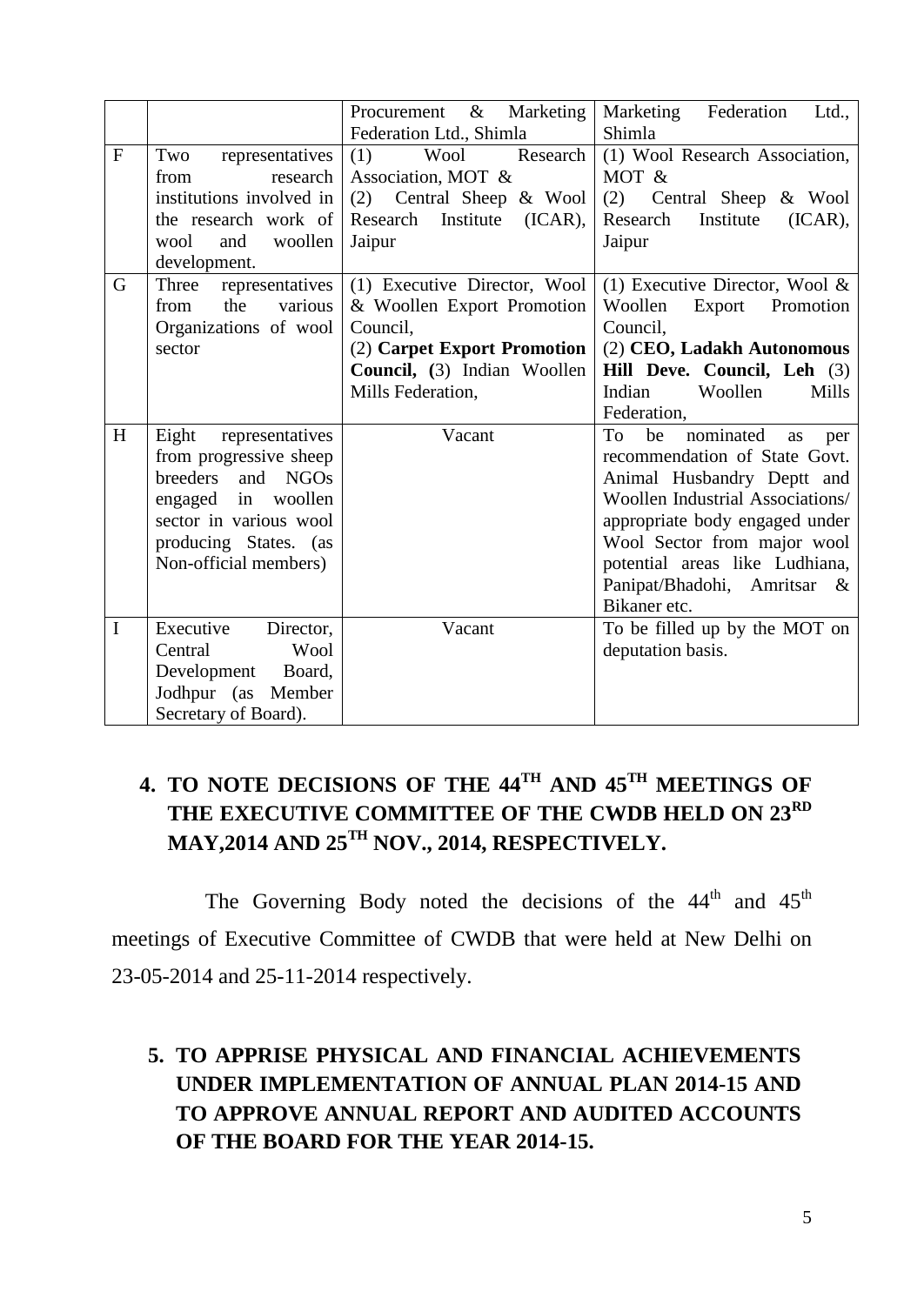| | | | |
|---|---|---|---|
| | | Procurement & Marketing Federation Ltd., Shimla | Marketing Federation Ltd., Shimla |
| F | Two representatives from research institutions involved in the research work of wool and woollen development. | (1) Wool Research Association, MOT & (2) Central Sheep & Wool Research Institute (ICAR), Jaipur | (1) Wool Research Association, MOT & (2) Central Sheep & Wool Research Institute (ICAR), Jaipur |
| G | Three representatives from the various Organizations of wool sector | (1) Executive Director, Wool & Woollen Export Promotion Council, (2) **Carpet Export Promotion Council,** (3) Indian Woollen Mills Federation, | (1) Executive Director, Wool & Woollen Export Promotion Council, (2) **CEO, Ladakh Autonomous Hill Deve. Council, Leh** (3) Indian Woollen Mills Federation, |
| H | Eight representatives from progressive sheep breeders and NGOs engaged in woollen sector in various wool producing States. (as Non-official members) | Vacant | To be nominated as per recommendation of State Govt. Animal Husbandry Deptt and Woollen Industrial Associations/ appropriate body engaged under Wool Sector from major wool potential areas like Ludhiana, Panipat/Bhadohi, Amritsar & Bikaner etc. |
| I | Executive Director, Central Wool Development Board, Jodhpur (as Member Secretary of Board). | Vacant | To be filled up by the MOT on deputation basis. |

## 4. TO NOTE DECISIONS OF THE 44TH AND 45TH MEETINGS OF THE EXECUTIVE COMMITTEE OF THE CWDB HELD ON 23RD MAY,2014 AND 25TH NOV., 2014, RESPECTIVELY.

The Governing Body noted the decisions of the 44th and 45th meetings of Executive Committee of CWDB that were held at New Delhi on 23-05-2014 and 25-11-2014 respectively.

## 5. TO APPRISE PHYSICAL AND FINANCIAL ACHIEVEMENTS UNDER IMPLEMENTATION OF ANNUAL PLAN 2014-15 AND TO APPROVE ANNUAL REPORT AND AUDITED ACCOUNTS OF THE BOARD FOR THE YEAR 2014-15.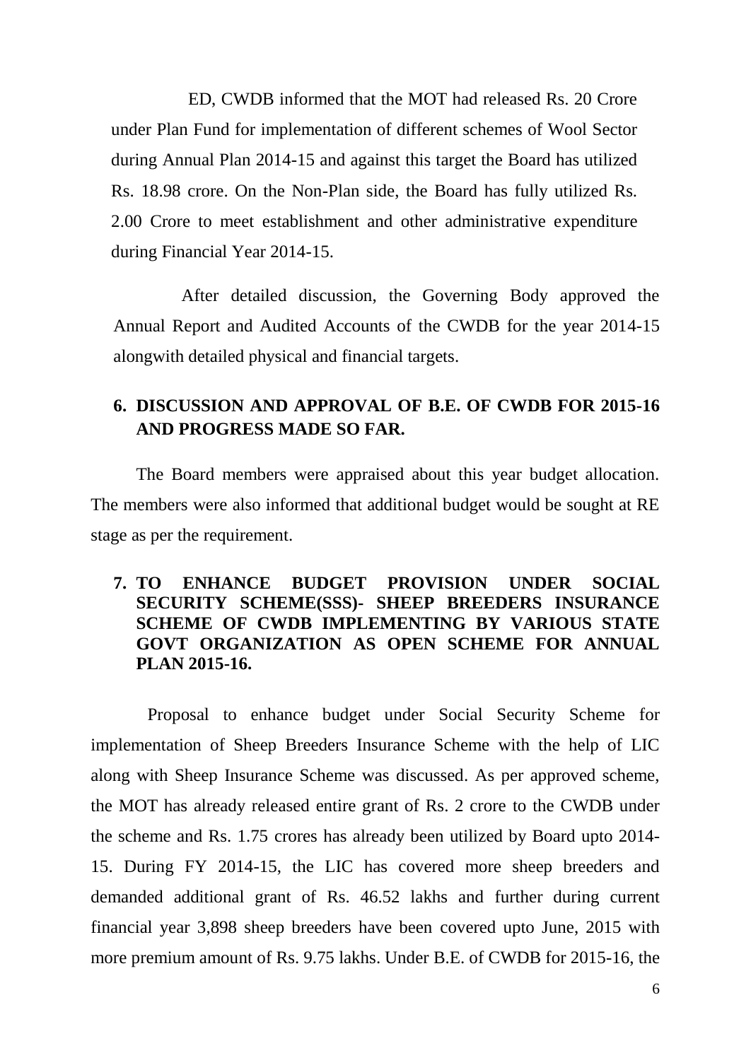ED, CWDB informed that the MOT had released Rs. 20 Crore under Plan Fund for implementation of different schemes of Wool Sector during Annual Plan 2014-15 and against this target the Board has utilized Rs. 18.98 crore. On the Non-Plan side, the Board has fully utilized Rs. 2.00 Crore to meet establishment and other administrative expenditure during Financial Year 2014-15.

After detailed discussion, the Governing Body approved the Annual Report and Audited Accounts of the CWDB for the year 2014-15 alongwith detailed physical and financial targets.

**6. DISCUSSION AND APPROVAL OF B.E. OF CWDB FOR 2015-16 AND PROGRESS MADE SO FAR.**

The Board members were appraised about this year budget allocation. The members were also informed that additional budget would be sought at RE stage as per the requirement.

**7. TO ENHANCE BUDGET PROVISION UNDER SOCIAL SECURITY SCHEME(SSS)- SHEEP BREEDERS INSURANCE SCHEME OF CWDB IMPLEMENTING BY VARIOUS STATE GOVT ORGANIZATION AS OPEN SCHEME FOR ANNUAL PLAN 2015-16.**

Proposal to enhance budget under Social Security Scheme for implementation of Sheep Breeders Insurance Scheme with the help of LIC along with Sheep Insurance Scheme was discussed. As per approved scheme, the MOT has already released entire grant of Rs. 2 crore to the CWDB under the scheme and Rs. 1.75 crores has already been utilized by Board upto 2014-15. During FY 2014-15, the LIC has covered more sheep breeders and demanded additional grant of Rs. 46.52 lakhs and further during current financial year 3,898 sheep breeders have been covered upto June, 2015 with more premium amount of Rs. 9.75 lakhs. Under B.E. of CWDB for 2015-16, the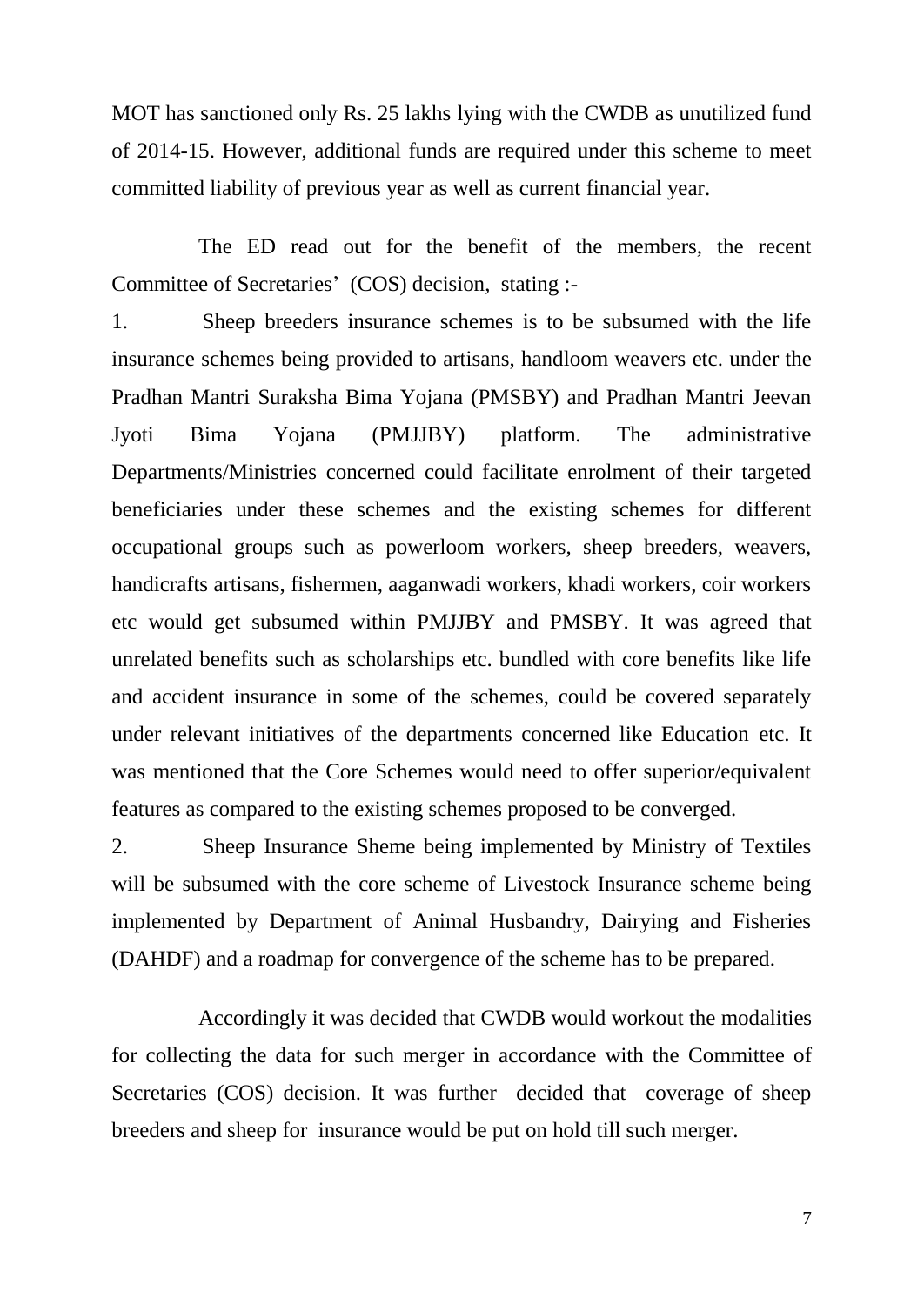MOT has sanctioned only Rs. 25 lakhs lying with the CWDB as unutilized fund of 2014-15. However, additional funds are required under this scheme to meet committed liability of previous year as well as current financial year.

The ED read out for the benefit of the members, the recent Committee of Secretaries' (COS) decision, stating :-

1. Sheep breeders insurance schemes is to be subsumed with the life insurance schemes being provided to artisans, handloom weavers etc. under the Pradhan Mantri Suraksha Bima Yojana (PMSBY) and Pradhan Mantri Jeevan Jyoti Bima Yojana (PMJJBY) platform. The administrative Departments/Ministries concerned could facilitate enrolment of their targeted beneficiaries under these schemes and the existing schemes for different occupational groups such as powerloom workers, sheep breeders, weavers, handicrafts artisans, fishermen, aaganwadi workers, khadi workers, coir workers etc would get subsumed within PMJJBY and PMSBY. It was agreed that unrelated benefits such as scholarships etc. bundled with core benefits like life and accident insurance in some of the schemes, could be covered separately under relevant initiatives of the departments concerned like Education etc. It was mentioned that the Core Schemes would need to offer superior/equivalent features as compared to the existing schemes proposed to be converged.

2. Sheep Insurance Sheme being implemented by Ministry of Textiles will be subsumed with the core scheme of Livestock Insurance scheme being implemented by Department of Animal Husbandry, Dairying and Fisheries (DAHDF) and a roadmap for convergence of the scheme has to be prepared.

Accordingly it was decided that CWDB would workout the modalities for collecting the data for such merger in accordance with the Committee of Secretaries (COS) decision. It was further decided that coverage of sheep breeders and sheep for insurance would be put on hold till such merger.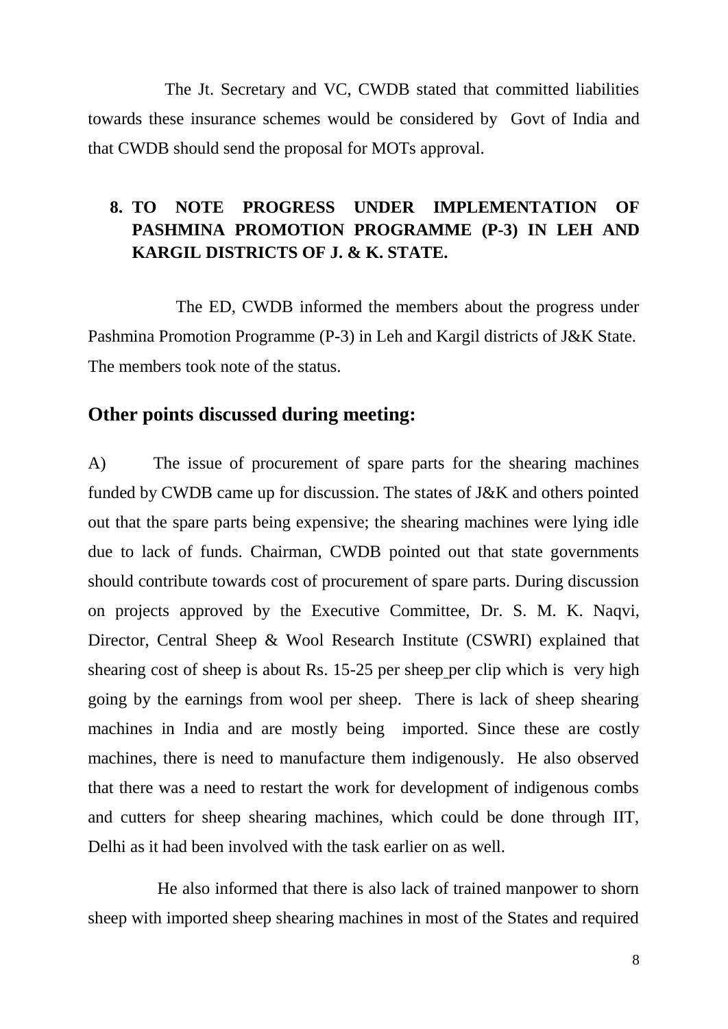The Jt. Secretary and VC, CWDB stated that committed liabilities towards these insurance schemes would be considered by Govt of India and that CWDB should send the proposal for MOTs approval.

**8. TO NOTE PROGRESS UNDER IMPLEMENTATION OF PASHMINA PROMOTION PROGRAMME (P-3) IN LEH AND KARGIL DISTRICTS OF J. & K. STATE.**

The ED, CWDB informed the members about the progress under Pashmina Promotion Programme (P-3) in Leh and Kargil districts of J&K State. The members took note of the status.

## Other points discussed during meeting:

A) The issue of procurement of spare parts for the shearing machines funded by CWDB came up for discussion. The states of J&K and others pointed out that the spare parts being expensive; the shearing machines were lying idle due to lack of funds. Chairman, CWDB pointed out that state governments should contribute towards cost of procurement of spare parts. During discussion on projects approved by the Executive Committee, Dr. S. M. K. Naqvi, Director, Central Sheep & Wool Research Institute (CSWRI) explained that shearing cost of sheep is about Rs. 15-25 per sheep per clip which is very high going by the earnings from wool per sheep. There is lack of sheep shearing machines in India and are mostly being imported. Since these are costly machines, there is need to manufacture them indigenously. He also observed that there was a need to restart the work for development of indigenous combs and cutters for sheep shearing machines, which could be done through IIT, Delhi as it had been involved with the task earlier on as well.

He also informed that there is also lack of trained manpower to shorn sheep with imported sheep shearing machines in most of the States and required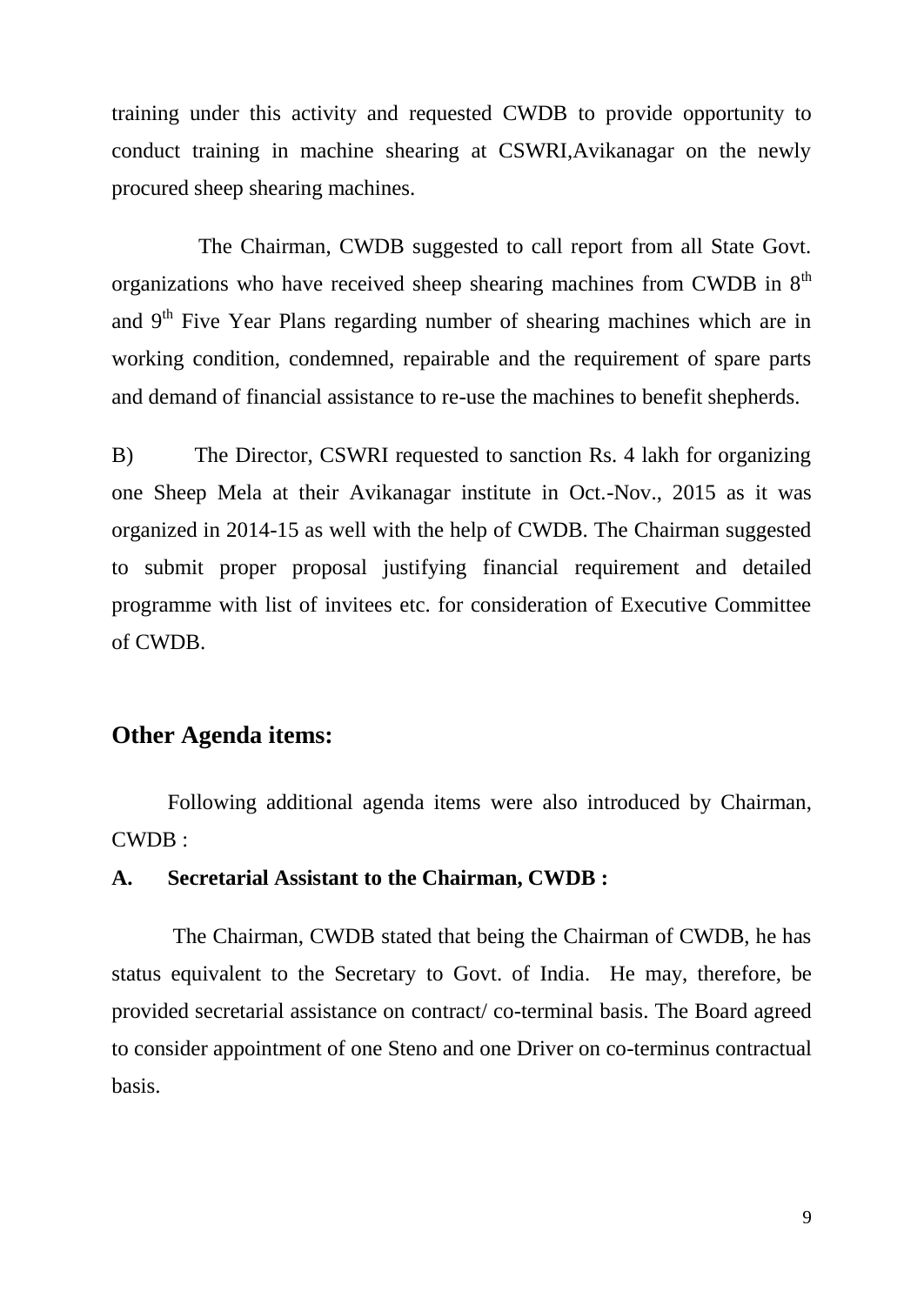training under this activity and requested CWDB to provide opportunity to conduct training in machine shearing at CSWRI,Avikanagar on the newly procured sheep shearing machines.

The Chairman, CWDB suggested to call report from all State Govt. organizations who have received sheep shearing machines from CWDB in 8th and 9th Five Year Plans regarding number of shearing machines which are in working condition, condemned, repairable and the requirement of spare parts and demand of financial assistance to re-use the machines to benefit shepherds.

B) The Director, CSWRI requested to sanction Rs. 4 lakh for organizing one Sheep Mela at their Avikanagar institute in Oct.-Nov., 2015 as it was organized in 2014-15 as well with the help of CWDB. The Chairman suggested to submit proper proposal justifying financial requirement and detailed programme with list of invitees etc. for consideration of Executive Committee of CWDB.

## Other Agenda items:

Following additional agenda items were also introduced by Chairman, CWDB :

**A. Secretarial Assistant to the Chairman, CWDB :**

The Chairman, CWDB stated that being the Chairman of CWDB, he has status equivalent to the Secretary to Govt. of India. He may, therefore, be provided secretarial assistance on contract/ co-terminal basis. The Board agreed to consider appointment of one Steno and one Driver on co-terminus contractual basis.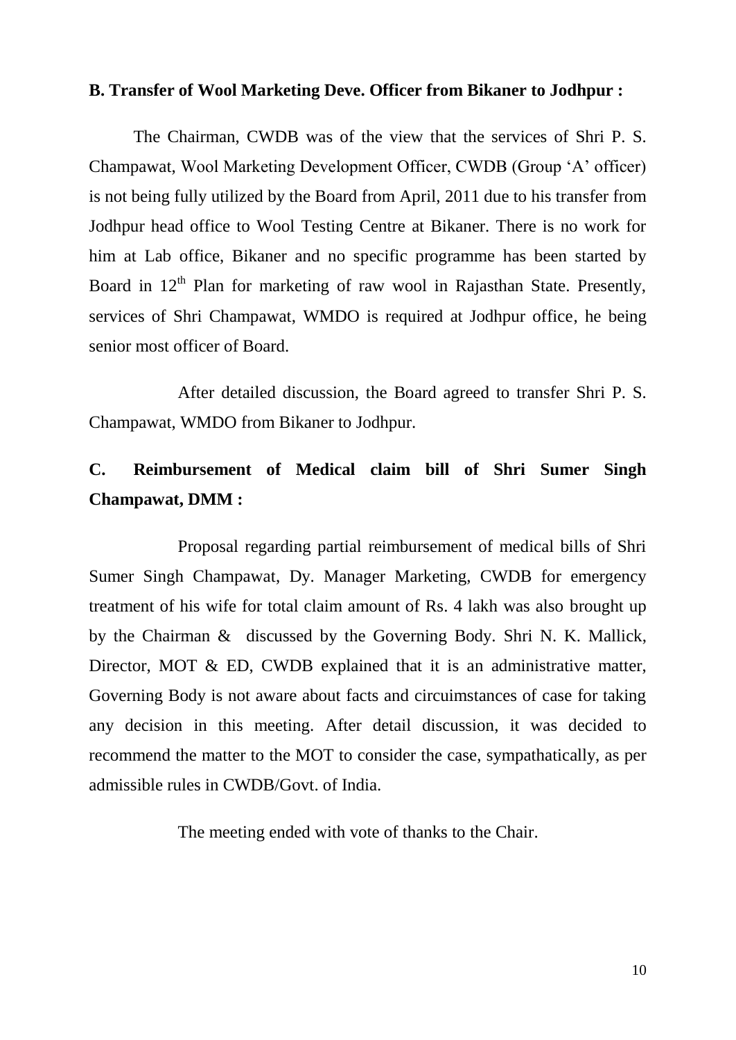**B. Transfer of Wool Marketing Deve. Officer from Bikaner to Jodhpur :**

The Chairman, CWDB was of the view that the services of Shri P. S. Champawat, Wool Marketing Development Officer, CWDB (Group 'A' officer) is not being fully utilized by the Board from April, 2011 due to his transfer from Jodhpur head office to Wool Testing Centre at Bikaner. There is no work for him at Lab office, Bikaner and no specific programme has been started by Board in 12th Plan for marketing of raw wool in Rajasthan State. Presently, services of Shri Champawat, WMDO is required at Jodhpur office, he being senior most officer of Board.

After detailed discussion, the Board agreed to transfer Shri P. S. Champawat, WMDO from Bikaner to Jodhpur.

**C. Reimbursement of Medical claim bill of Shri Sumer Singh Champawat, DMM :**

Proposal regarding partial reimbursement of medical bills of Shri Sumer Singh Champawat, Dy. Manager Marketing, CWDB for emergency treatment of his wife for total claim amount of Rs. 4 lakh was also brought up by the Chairman & discussed by the Governing Body. Shri N. K. Mallick, Director, MOT & ED, CWDB explained that it is an administrative matter, Governing Body is not aware about facts and circuimstances of case for taking any decision in this meeting. After detail discussion, it was decided to recommend the matter to the MOT to consider the case, sympathatically, as per admissible rules in CWDB/Govt. of India.

The meeting ended with vote of thanks to the Chair.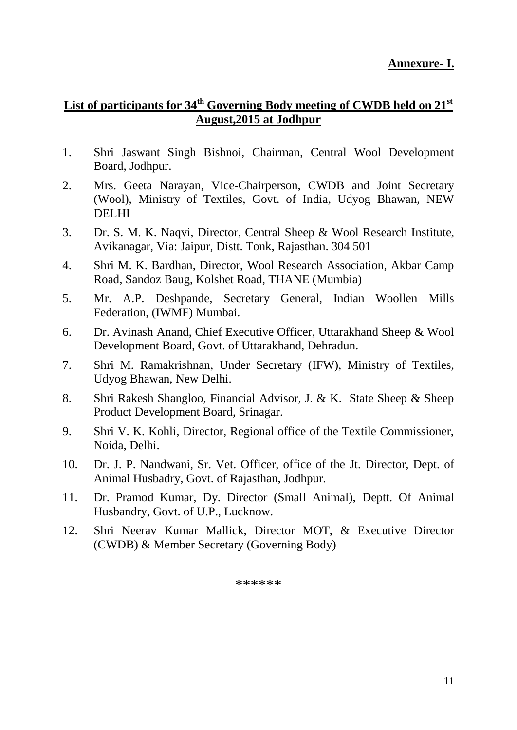**Annexure- I.**

## List of participants for 34th Governing Body meeting of CWDB held on 21st August,2015 at Jodhpur

1. Shri Jaswant Singh Bishnoi, Chairman, Central Wool Development Board, Jodhpur.
2. Mrs. Geeta Narayan, Vice-Chairperson, CWDB and Joint Secretary (Wool), Ministry of Textiles, Govt. of India, Udyog Bhawan, NEW DELHI
3. Dr. S. M. K. Naqvi, Director, Central Sheep & Wool Research Institute, Avikanagar, Via: Jaipur, Distt. Tonk, Rajasthan. 304 501
4. Shri M. K. Bardhan, Director, Wool Research Association, Akbar Camp Road, Sandoz Baug, Kolshet Road, THANE (Mumbia)
5. Mr. A.P. Deshpande, Secretary General, Indian Woollen Mills Federation, (IWMF) Mumbai.
6. Dr. Avinash Anand, Chief Executive Officer, Uttarakhand Sheep & Wool Development Board, Govt. of Uttarakhand, Dehradun.
7. Shri M. Ramakrishnan, Under Secretary (IFW), Ministry of Textiles, Udyog Bhawan, New Delhi.
8. Shri Rakesh Shangloo, Financial Advisor, J. & K. State Sheep & Sheep Product Development Board, Srinagar.
9. Shri V. K. Kohli, Director, Regional office of the Textile Commissioner, Noida, Delhi.
10. Dr. J. P. Nandwani, Sr. Vet. Officer, office of the Jt. Director, Dept. of Animal Husbadry, Govt. of Rajasthan, Jodhpur.
11. Dr. Pramod Kumar, Dy. Director (Small Animal), Deptt. Of Animal Husbandry, Govt. of U.P., Lucknow.
12. Shri Neerav Kumar Mallick, Director MOT, & Executive Director (CWDB) & Member Secretary (Governing Body)

******